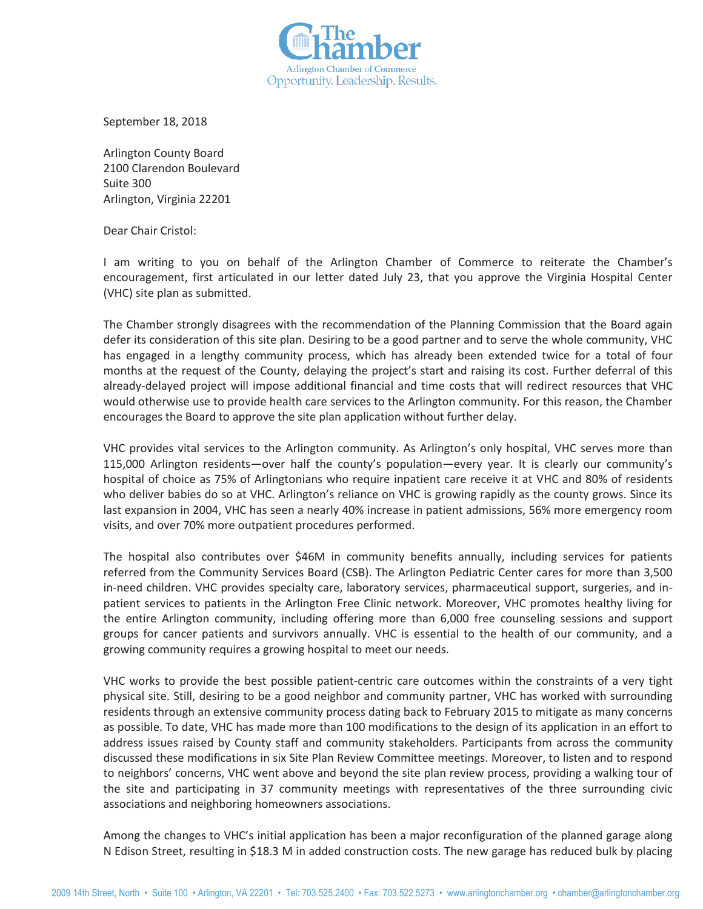The Chamber
Arlington Chamber of Commerce
Opportunity. Leadership. Results.

September 18, 2018

Arlington County Board
2100 Clarendon Boulevard
Suite 300
Arlington, Virginia 22201

Dear Chair Cristol:

I am writing to you on behalf of the Arlington Chamber of Commerce to reiterate the Chamber's encouragement, first articulated in our letter dated July 23, that you approve the Virginia Hospital Center (VHC) site plan as submitted.

The Chamber strongly disagrees with the recommendation of the Planning Commission that the Board again defer its consideration of this site plan. Desiring to be a good partner and to serve the whole community, VHC has engaged in a lengthy community process, which has already been extended twice for a total of four months at the request of the County, delaying the project's start and raising its cost. Further deferral of this already-delayed project will impose additional financial and time costs that will redirect resources that VHC would otherwise use to provide health care services to the Arlington community. For this reason, the Chamber encourages the Board to approve the site plan application without further delay.

VHC provides vital services to the Arlington community. As Arlington's only hospital, VHC serves more than 115,000 Arlington residents—over half the county's population—every year. It is clearly our community's hospital of choice as 75% of Arlingtonians who require inpatient care receive it at VHC and 80% of residents who deliver babies do so at VHC. Arlington's reliance on VHC is growing rapidly as the county grows. Since its last expansion in 2004, VHC has seen a nearly 40% increase in patient admissions, 56% more emergency room visits, and over 70% more outpatient procedures performed.

The hospital also contributes over $46M in community benefits annually, including services for patients referred from the Community Services Board (CSB). The Arlington Pediatric Center cares for more than 3,500 in-need children. VHC provides specialty care, laboratory services, pharmaceutical support, surgeries, and in-patient services to patients in the Arlington Free Clinic network. Moreover, VHC promotes healthy living for the entire Arlington community, including offering more than 6,000 free counseling sessions and support groups for cancer patients and survivors annually. VHC is essential to the health of our community, and a growing community requires a growing hospital to meet our needs.

VHC works to provide the best possible patient-centric care outcomes within the constraints of a very tight physical site. Still, desiring to be a good neighbor and community partner, VHC has worked with surrounding residents through an extensive community process dating back to February 2015 to mitigate as many concerns as possible. To date, VHC has made more than 100 modifications to the design of its application in an effort to address issues raised by County staff and community stakeholders. Participants from across the community discussed these modifications in six Site Plan Review Committee meetings. Moreover, to listen and to respond to neighbors' concerns, VHC went above and beyond the site plan review process, providing a walking tour of the site and participating in 37 community meetings with representatives of the three surrounding civic associations and neighboring homeowners associations.

Among the changes to VHC's initial application has been a major reconfiguration of the planned garage along N Edison Street, resulting in $18.3 M in added construction costs. The new garage has reduced bulk by placing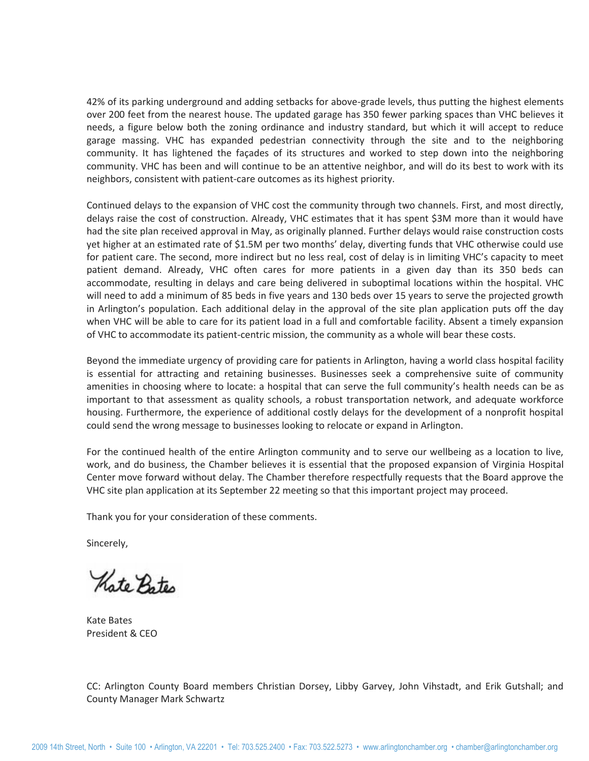42% of its parking underground and adding setbacks for above-grade levels, thus putting the highest elements over 200 feet from the nearest house. The updated garage has 350 fewer parking spaces than VHC believes it needs, a figure below both the zoning ordinance and industry standard, but which it will accept to reduce garage massing. VHC has expanded pedestrian connectivity through the site and to the neighboring community. It has lightened the façades of its structures and worked to step down into the neighboring community. VHC has been and will continue to be an attentive neighbor, and will do its best to work with its neighbors, consistent with patient-care outcomes as its highest priority.

Continued delays to the expansion of VHC cost the community through two channels. First, and most directly, delays raise the cost of construction. Already, VHC estimates that it has spent $3M more than it would have had the site plan received approval in May, as originally planned. Further delays would raise construction costs yet higher at an estimated rate of $1.5M per two months' delay, diverting funds that VHC otherwise could use for patient care. The second, more indirect but no less real, cost of delay is in limiting VHC's capacity to meet patient demand. Already, VHC often cares for more patients in a given day than its 350 beds can accommodate, resulting in delays and care being delivered in suboptimal locations within the hospital. VHC will need to add a minimum of 85 beds in five years and 130 beds over 15 years to serve the projected growth in Arlington's population. Each additional delay in the approval of the site plan application puts off the day when VHC will be able to care for its patient load in a full and comfortable facility. Absent a timely expansion of VHC to accommodate its patient-centric mission, the community as a whole will bear these costs.

Beyond the immediate urgency of providing care for patients in Arlington, having a world class hospital facility is essential for attracting and retaining businesses. Businesses seek a comprehensive suite of community amenities in choosing where to locate: a hospital that can serve the full community's health needs can be as important to that assessment as quality schools, a robust transportation network, and adequate workforce housing. Furthermore, the experience of additional costly delays for the development of a nonprofit hospital could send the wrong message to businesses looking to relocate or expand in Arlington.

For the continued health of the entire Arlington community and to serve our wellbeing as a location to live, work, and do business, the Chamber believes it is essential that the proposed expansion of Virginia Hospital Center move forward without delay. The Chamber therefore respectfully requests that the Board approve the VHC site plan application at its September 22 meeting so that this important project may proceed.

Thank you for your consideration of these comments.

Sincerely,

Kate Bates

Kate Bates
President & CEO

CC: Arlington County Board members Christian Dorsey, Libby Garvey, John Vihstadt, and Erik Gutshall; and County Manager Mark Schwartz

2009 14th Street, North • Suite 100 • Arlington, VA 22201 • Tel: 703.525.2400 • Fax: 703.522.5273 • www.arlingtonchamber.org • chamber@arlingtonchamber.org